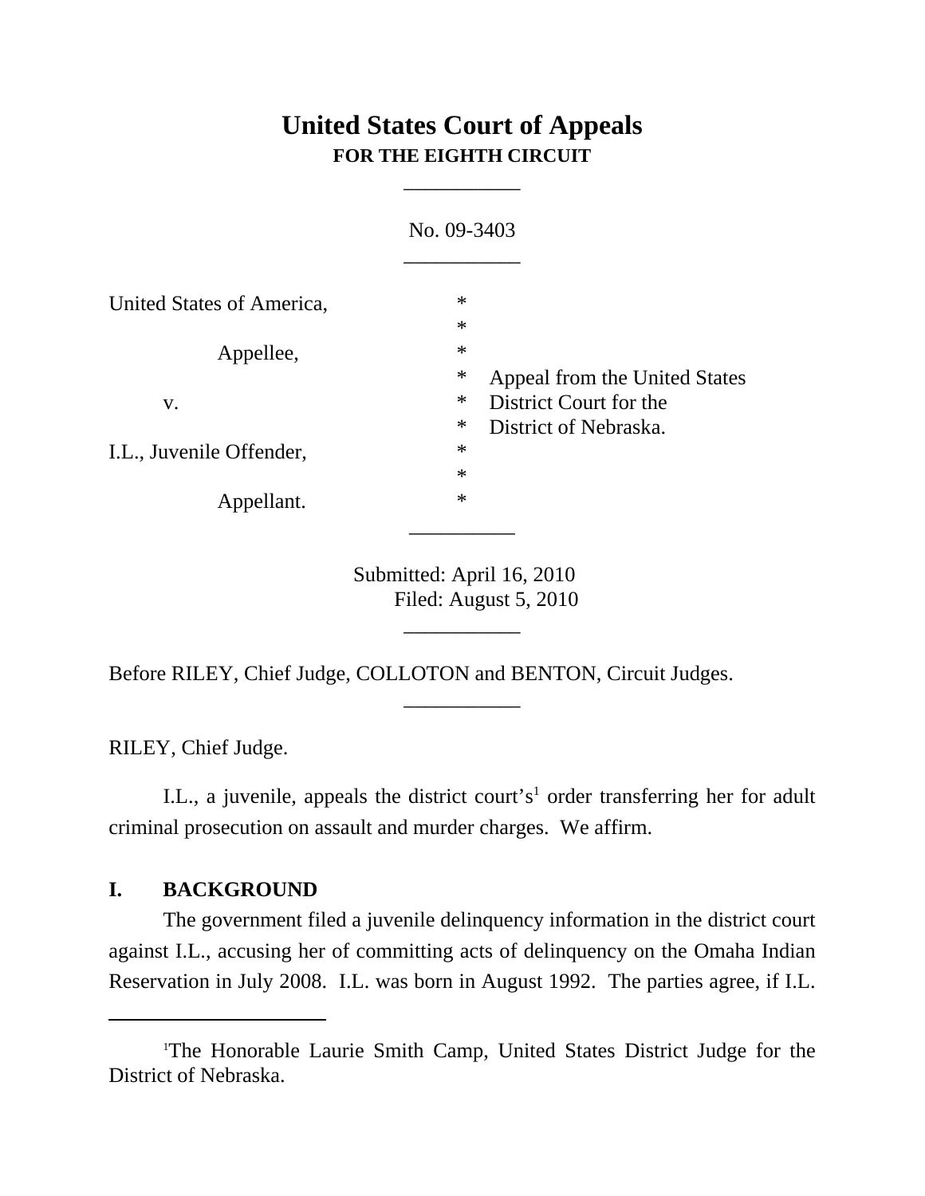# United States Court of Appeals
**FOR THE EIGHTH CIRCUIT**

___________

No. 09-3403

___________

| | | |
|---|---|---|
| United States of America, | * | |
| | * | |
| Appellee, | * | |
| | * | Appeal from the United States |
| v. | * | District Court for the |
| | * | District of Nebraska. |
| I.L., Juvenile Offender, | * | |
| | * | |
| Appellant. | * | |

___________

Submitted: April 16, 2010
Filed: August 5, 2010

___________

Before RILEY, Chief Judge, COLLOTON and BENTON, Circuit Judges.

___________

RILEY, Chief Judge.

I.L., a juvenile, appeals the district court's[1] order transferring her for adult criminal prosecution on assault and murder charges. We affirm.

## I. BACKGROUND

The government filed a juvenile delinquency information in the district court against I.L., accusing her of committing acts of delinquency on the Omaha Indian Reservation in July 2008. I.L. was born in August 1992. The parties agree, if I.L.

---

[1]The Honorable Laurie Smith Camp, United States District Judge for the District of Nebraska.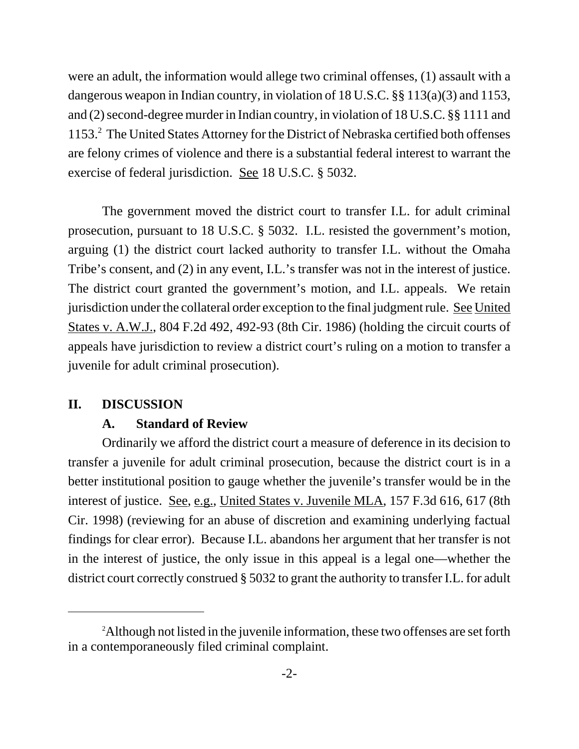were an adult, the information would allege two criminal offenses, (1) assault with a dangerous weapon in Indian country, in violation of 18 U.S.C. §§ 113(a)(3) and 1153, and (2) second-degree murder in Indian country, in violation of 18 U.S.C. §§ 1111 and 1153.[2] The United States Attorney for the District of Nebraska certified both offenses are felony crimes of violence and there is a substantial federal interest to warrant the exercise of federal jurisdiction. See 18 U.S.C. § 5032.

The government moved the district court to transfer I.L. for adult criminal prosecution, pursuant to 18 U.S.C. § 5032. I.L. resisted the government's motion, arguing (1) the district court lacked authority to transfer I.L. without the Omaha Tribe's consent, and (2) in any event, I.L.'s transfer was not in the interest of justice. The district court granted the government's motion, and I.L. appeals. We retain jurisdiction under the collateral order exception to the final judgment rule. See United States v. A.W.J., 804 F.2d 492, 492-93 (8th Cir. 1986) (holding the circuit courts of appeals have jurisdiction to review a district court's ruling on a motion to transfer a juvenile for adult criminal prosecution).

## II. DISCUSSION

### A. Standard of Review

Ordinarily we afford the district court a measure of deference in its decision to transfer a juvenile for adult criminal prosecution, because the district court is in a better institutional position to gauge whether the juvenile's transfer would be in the interest of justice. See, e.g., United States v. Juvenile MLA, 157 F.3d 616, 617 (8th Cir. 1998) (reviewing for an abuse of discretion and examining underlying factual findings for clear error). Because I.L. abandons her argument that her transfer is not in the interest of justice, the only issue in this appeal is a legal one—whether the district court correctly construed § 5032 to grant the authority to transfer I.L. for adult

---

[2] Although not listed in the juvenile information, these two offenses are set forth in a contemporaneously filed criminal complaint.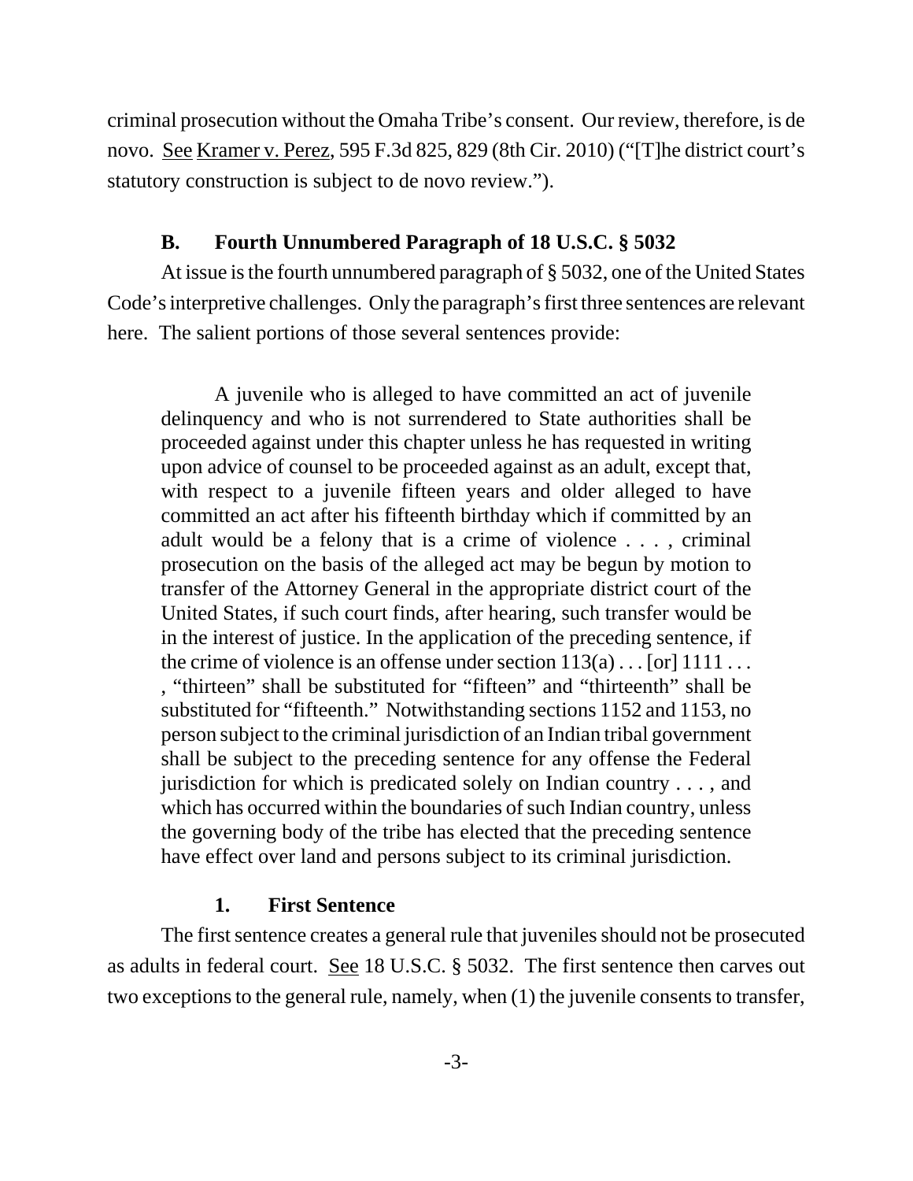criminal prosecution without the Omaha Tribe's consent. Our review, therefore, is de novo. See Kramer v. Perez, 595 F.3d 825, 829 (8th Cir. 2010) ("[T]he district court's statutory construction is subject to de novo review.").

### B. Fourth Unnumbered Paragraph of 18 U.S.C. § 5032

At issue is the fourth unnumbered paragraph of § 5032, one of the United States Code's interpretive challenges. Only the paragraph's first three sentences are relevant here. The salient portions of those several sentences provide:

> A juvenile who is alleged to have committed an act of juvenile delinquency and who is not surrendered to State authorities shall be proceeded against under this chapter unless he has requested in writing upon advice of counsel to be proceeded against as an adult, except that, with respect to a juvenile fifteen years and older alleged to have committed an act after his fifteenth birthday which if committed by an adult would be a felony that is a crime of violence . . . , criminal prosecution on the basis of the alleged act may be begun by motion to transfer of the Attorney General in the appropriate district court of the United States, if such court finds, after hearing, such transfer would be in the interest of justice. In the application of the preceding sentence, if the crime of violence is an offense under section 113(a) . . . [or] 1111 . . . , "thirteen" shall be substituted for "fifteen" and "thirteenth" shall be substituted for "fifteenth." Notwithstanding sections 1152 and 1153, no person subject to the criminal jurisdiction of an Indian tribal government shall be subject to the preceding sentence for any offense the Federal jurisdiction for which is predicated solely on Indian country . . . , and which has occurred within the boundaries of such Indian country, unless the governing body of the tribe has elected that the preceding sentence have effect over land and persons subject to its criminal jurisdiction.

#### 1. First Sentence

The first sentence creates a general rule that juveniles should not be prosecuted as adults in federal court. See 18 U.S.C. § 5032. The first sentence then carves out two exceptions to the general rule, namely, when (1) the juvenile consents to transfer,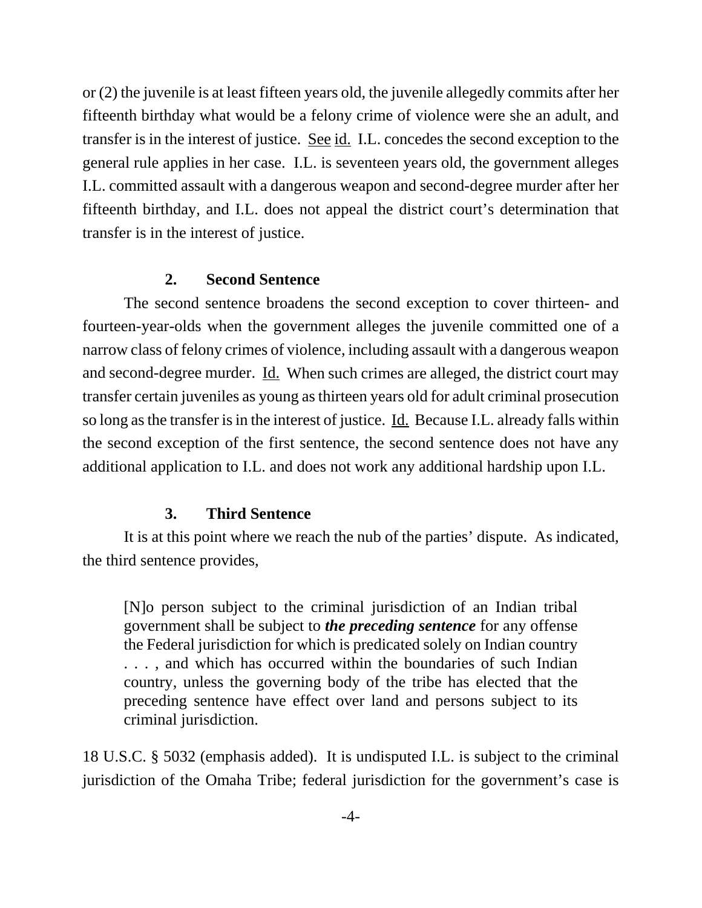or (2) the juvenile is at least fifteen years old, the juvenile allegedly commits after her fifteenth birthday what would be a felony crime of violence were she an adult, and transfer is in the interest of justice. See id. I.L. concedes the second exception to the general rule applies in her case. I.L. is seventeen years old, the government alleges I.L. committed assault with a dangerous weapon and second-degree murder after her fifteenth birthday, and I.L. does not appeal the district court's determination that transfer is in the interest of justice.

### 2. Second Sentence

The second sentence broadens the second exception to cover thirteen- and fourteen-year-olds when the government alleges the juvenile committed one of a narrow class of felony crimes of violence, including assault with a dangerous weapon and second-degree murder. Id. When such crimes are alleged, the district court may transfer certain juveniles as young as thirteen years old for adult criminal prosecution so long as the transfer is in the interest of justice. Id. Because I.L. already falls within the second exception of the first sentence, the second sentence does not have any additional application to I.L. and does not work any additional hardship upon I.L.

### 3. Third Sentence

It is at this point where we reach the nub of the parties' dispute. As indicated, the third sentence provides,

> [N]o person subject to the criminal jurisdiction of an Indian tribal government shall be subject to ***the preceding sentence*** for any offense the Federal jurisdiction for which is predicated solely on Indian country . . . , and which has occurred within the boundaries of such Indian country, unless the governing body of the tribe has elected that the preceding sentence have effect over land and persons subject to its criminal jurisdiction.

18 U.S.C. § 5032 (emphasis added). It is undisputed I.L. is subject to the criminal jurisdiction of the Omaha Tribe; federal jurisdiction for the government's case is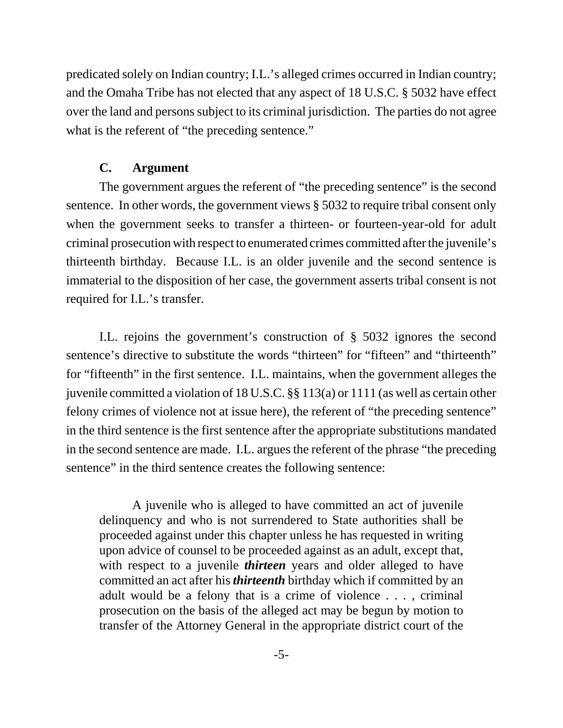predicated solely on Indian country; I.L.'s alleged crimes occurred in Indian country; and the Omaha Tribe has not elected that any aspect of 18 U.S.C. § 5032 have effect over the land and persons subject to its criminal jurisdiction. The parties do not agree what is the referent of "the preceding sentence."

### C. Argument

The government argues the referent of "the preceding sentence" is the second sentence. In other words, the government views § 5032 to require tribal consent only when the government seeks to transfer a thirteen- or fourteen-year-old for adult criminal prosecution with respect to enumerated crimes committed after the juvenile's thirteenth birthday. Because I.L. is an older juvenile and the second sentence is immaterial to the disposition of her case, the government asserts tribal consent is not required for I.L.'s transfer.

I.L. rejoins the government's construction of § 5032 ignores the second sentence's directive to substitute the words "thirteen" for "fifteen" and "thirteenth" for "fifteenth" in the first sentence. I.L. maintains, when the government alleges the juvenile committed a violation of 18 U.S.C. §§ 113(a) or 1111 (as well as certain other felony crimes of violence not at issue here), the referent of "the preceding sentence" in the third sentence is the first sentence after the appropriate substitutions mandated in the second sentence are made. I.L. argues the referent of the phrase "the preceding sentence" in the third sentence creates the following sentence:

> A juvenile who is alleged to have committed an act of juvenile delinquency and who is not surrendered to State authorities shall be proceeded against under this chapter unless he has requested in writing upon advice of counsel to be proceeded against as an adult, except that, with respect to a juvenile ***thirteen*** years and older alleged to have committed an act after his ***thirteenth*** birthday which if committed by an adult would be a felony that is a crime of violence . . . , criminal prosecution on the basis of the alleged act may be begun by motion to transfer of the Attorney General in the appropriate district court of the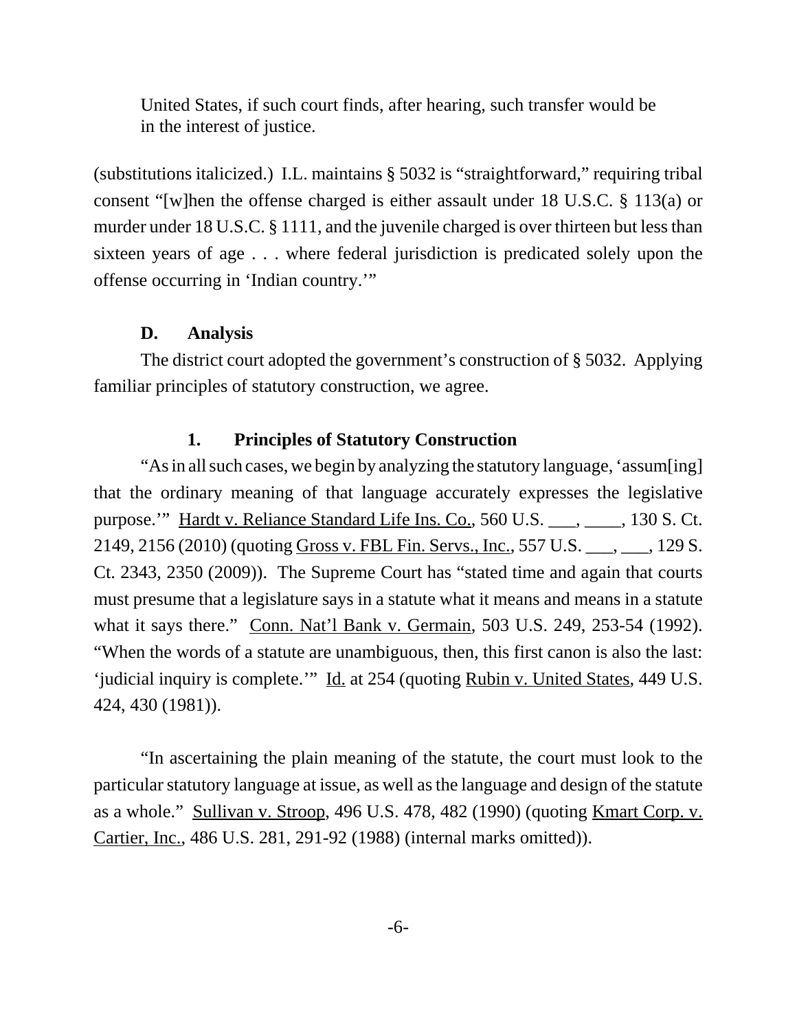United States, if such court finds, after hearing, such transfer would be in the interest of justice.

(substitutions italicized.) I.L. maintains § 5032 is "straightforward," requiring tribal consent "[w]hen the offense charged is either assault under 18 U.S.C. § 113(a) or murder under 18 U.S.C. § 1111, and the juvenile charged is over thirteen but less than sixteen years of age . . . where federal jurisdiction is predicated solely upon the offense occurring in 'Indian country.'"

### D. Analysis

The district court adopted the government's construction of § 5032. Applying familiar principles of statutory construction, we agree.

#### 1. Principles of Statutory Construction

"As in all such cases, we begin by analyzing the statutory language, 'assum[ing] that the ordinary meaning of that language accurately expresses the legislative purpose.'" Hardt v. Reliance Standard Life Ins. Co., 560 U.S. ___, ____, 130 S. Ct. 2149, 2156 (2010) (quoting Gross v. FBL Fin. Servs., Inc., 557 U.S. ___, ___, 129 S. Ct. 2343, 2350 (2009)). The Supreme Court has "stated time and again that courts must presume that a legislature says in a statute what it means and means in a statute what it says there." Conn. Nat'l Bank v. Germain, 503 U.S. 249, 253-54 (1992). "When the words of a statute are unambiguous, then, this first canon is also the last: 'judicial inquiry is complete.'" Id. at 254 (quoting Rubin v. United States, 449 U.S. 424, 430 (1981)).

"In ascertaining the plain meaning of the statute, the court must look to the particular statutory language at issue, as well as the language and design of the statute as a whole." Sullivan v. Stroop, 496 U.S. 478, 482 (1990) (quoting Kmart Corp. v. Cartier, Inc., 486 U.S. 281, 291-92 (1988) (internal marks omitted)).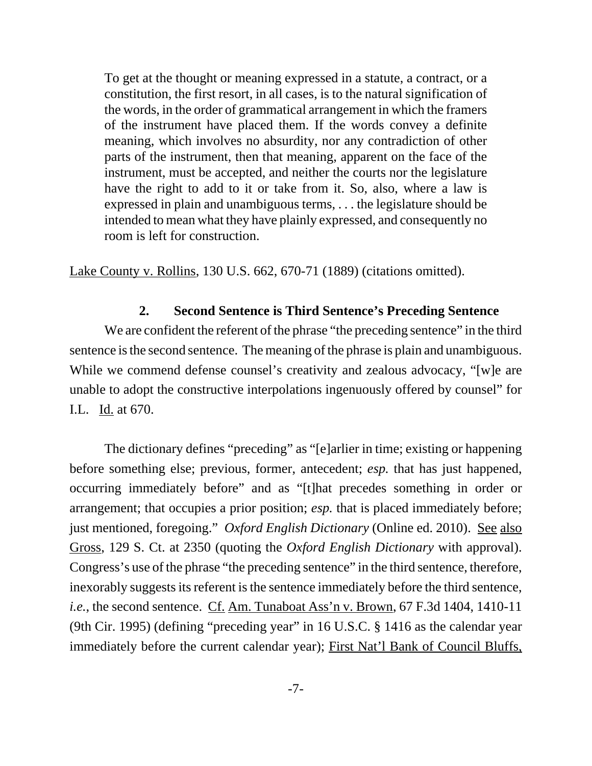> To get at the thought or meaning expressed in a statute, a contract, or a constitution, the first resort, in all cases, is to the natural signification of the words, in the order of grammatical arrangement in which the framers of the instrument have placed them. If the words convey a definite meaning, which involves no absurdity, nor any contradiction of other parts of the instrument, then that meaning, apparent on the face of the instrument, must be accepted, and neither the courts nor the legislature have the right to add to it or take from it. So, also, where a law is expressed in plain and unambiguous terms, . . . the legislature should be intended to mean what they have plainly expressed, and consequently no room is left for construction.

Lake County v. Rollins, 130 U.S. 662, 670-71 (1889) (citations omitted).

### 2. Second Sentence is Third Sentence's Preceding Sentence

We are confident the referent of the phrase "the preceding sentence" in the third sentence is the second sentence. The meaning of the phrase is plain and unambiguous. While we commend defense counsel's creativity and zealous advocacy, "[w]e are unable to adopt the constructive interpolations ingenuously offered by counsel" for I.L. Id. at 670.

The dictionary defines "preceding" as "[e]arlier in time; existing or happening before something else; previous, former, antecedent; *esp.* that has just happened, occurring immediately before" and as "[t]hat precedes something in order or arrangement; that occupies a prior position; *esp.* that is placed immediately before; just mentioned, foregoing." *Oxford English Dictionary* (Online ed. 2010). See also Gross, 129 S. Ct. at 2350 (quoting the *Oxford English Dictionary* with approval). Congress's use of the phrase "the preceding sentence" in the third sentence, therefore, inexorably suggests its referent is the sentence immediately before the third sentence, *i.e.*, the second sentence. Cf. Am. Tunaboat Ass'n v. Brown, 67 F.3d 1404, 1410-11 (9th Cir. 1995) (defining "preceding year" in 16 U.S.C. § 1416 as the calendar year immediately before the current calendar year); First Nat'l Bank of Council Bluffs,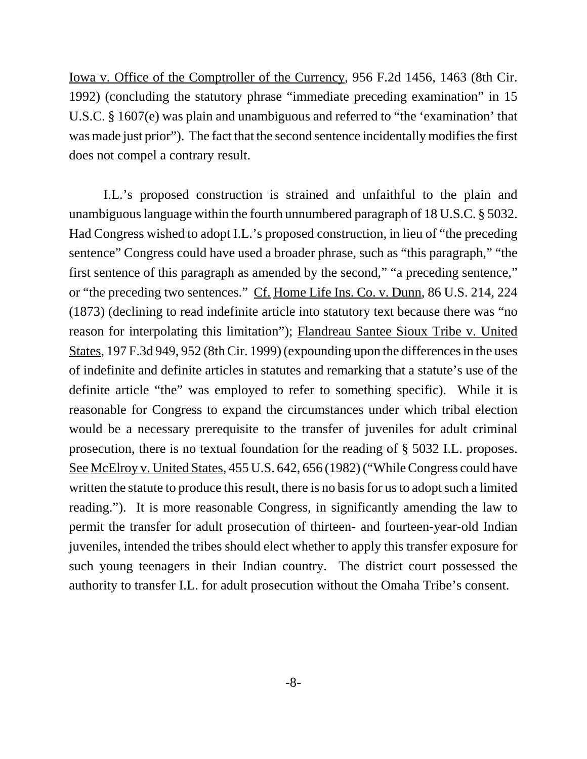Iowa v. Office of the Comptroller of the Currency, 956 F.2d 1456, 1463 (8th Cir. 1992) (concluding the statutory phrase "immediate preceding examination" in 15 U.S.C. § 1607(e) was plain and unambiguous and referred to "the 'examination' that was made just prior"). The fact that the second sentence incidentally modifies the first does not compel a contrary result.

I.L.'s proposed construction is strained and unfaithful to the plain and unambiguous language within the fourth unnumbered paragraph of 18 U.S.C. § 5032. Had Congress wished to adopt I.L.'s proposed construction, in lieu of "the preceding sentence" Congress could have used a broader phrase, such as "this paragraph," "the first sentence of this paragraph as amended by the second," "a preceding sentence," or "the preceding two sentences." Cf. Home Life Ins. Co. v. Dunn, 86 U.S. 214, 224 (1873) (declining to read indefinite article into statutory text because there was "no reason for interpolating this limitation"); Flandreau Santee Sioux Tribe v. United States, 197 F.3d 949, 952 (8th Cir. 1999) (expounding upon the differences in the uses of indefinite and definite articles in statutes and remarking that a statute's use of the definite article "the" was employed to refer to something specific). While it is reasonable for Congress to expand the circumstances under which tribal election would be a necessary prerequisite to the transfer of juveniles for adult criminal prosecution, there is no textual foundation for the reading of § 5032 I.L. proposes. See McElroy v. United States, 455 U.S. 642, 656 (1982) ("While Congress could have written the statute to produce this result, there is no basis for us to adopt such a limited reading."). It is more reasonable Congress, in significantly amending the law to permit the transfer for adult prosecution of thirteen- and fourteen-year-old Indian juveniles, intended the tribes should elect whether to apply this transfer exposure for such young teenagers in their Indian country. The district court possessed the authority to transfer I.L. for adult prosecution without the Omaha Tribe's consent.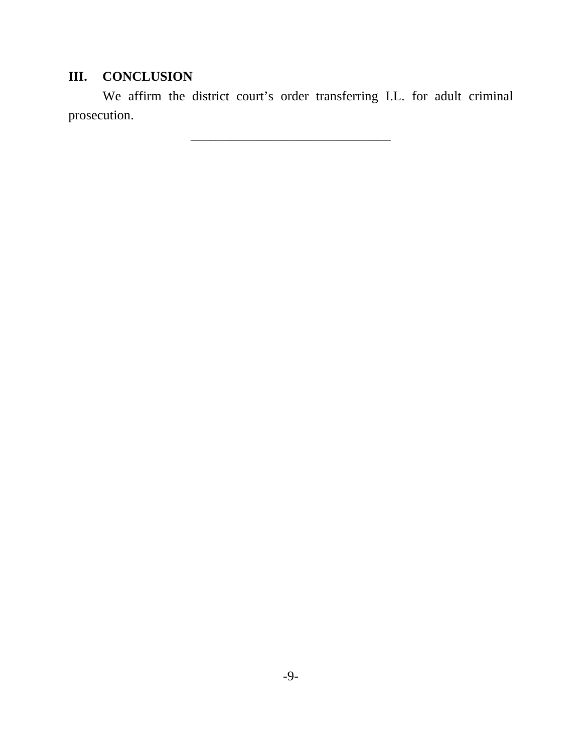## III. CONCLUSION

We affirm the district court's order transferring I.L. for adult criminal prosecution.

______________________________